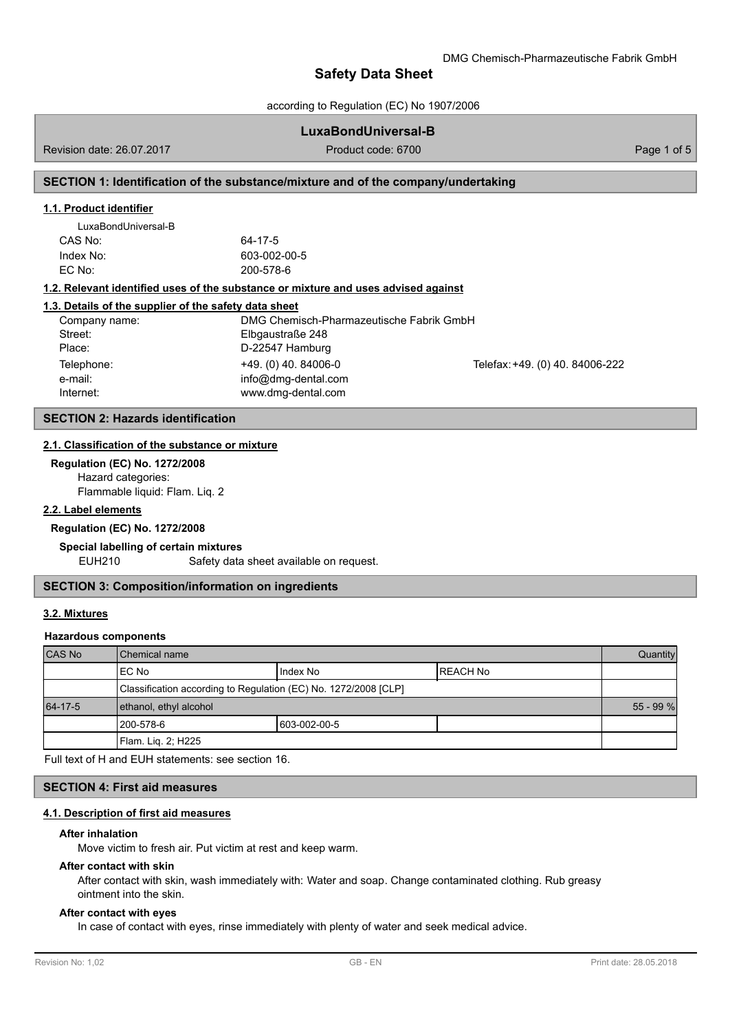DMG Chemisch-Pharmazeutische Fabrik GmbH

# Safety Data Sheet

according to Regulation (EC) No 1907/2006

**LuxaBondUniversal-B**

Revision date: 26.07.2017 Product code: 6700

## SECTION 1: Identification of the substance/mixture and of the company/undertaking

### 1.1. Product identifier

LuxaBondUniversal-B

| | |
|---|---|
| CAS No: | 64-17-5 |
| Index No: | 603-002-00-5 |
| EC No: | 200-578-6 |

### 1.2. Relevant identified uses of the substance or mixture and uses advised against

### 1.3. Details of the supplier of the safety data sheet

| | | |
|---|---|---|
| Company name: | DMG Chemisch-Pharmazeutische Fabrik GmbH | |
| Street: | Elbgaustraße 248 | |
| Place: | D-22547 Hamburg | |
| Telephone: | +49. (0) 40. 84006-0 | Telefax: +49. (0) 40. 84006-222 |
| e-mail: | info@dmg-dental.com | |
| Internet: | www.dmg-dental.com | |

## SECTION 2: Hazards identification

### 2.1. Classification of the substance or mixture

**Regulation (EC) No. 1272/2008**

Hazard categories:
Flammable liquid: Flam. Liq. 2

### 2.2. Label elements

**Regulation (EC) No. 1272/2008**

**Special labelling of certain mixtures**

EUH210 Safety data sheet available on request.

## SECTION 3: Composition/information on ingredients

### 3.2. Mixtures

**Hazardous components**

| CAS No | Chemical name | | | Quantity |
|---|---|---|---|---|
| | EC No | Index No | REACH No | |
| | Classification according to Regulation (EC) No. 1272/2008 [CLP] | | | |
| 64-17-5 | ethanol, ethyl alcohol | | | 55 - 99 % |
| | 200-578-6 | 603-002-00-5 | | |
| | Flam. Liq. 2; H225 | | | |

Full text of H and EUH statements: see section 16.

## SECTION 4: First aid measures

### 4.1. Description of first aid measures

**After inhalation**

Move victim to fresh air. Put victim at rest and keep warm.

**After contact with skin**

After contact with skin, wash immediately with: Water and soap. Change contaminated clothing. Rub greasy ointment into the skin.

**After contact with eyes**

In case of contact with eyes, rinse immediately with plenty of water and seek medical advice.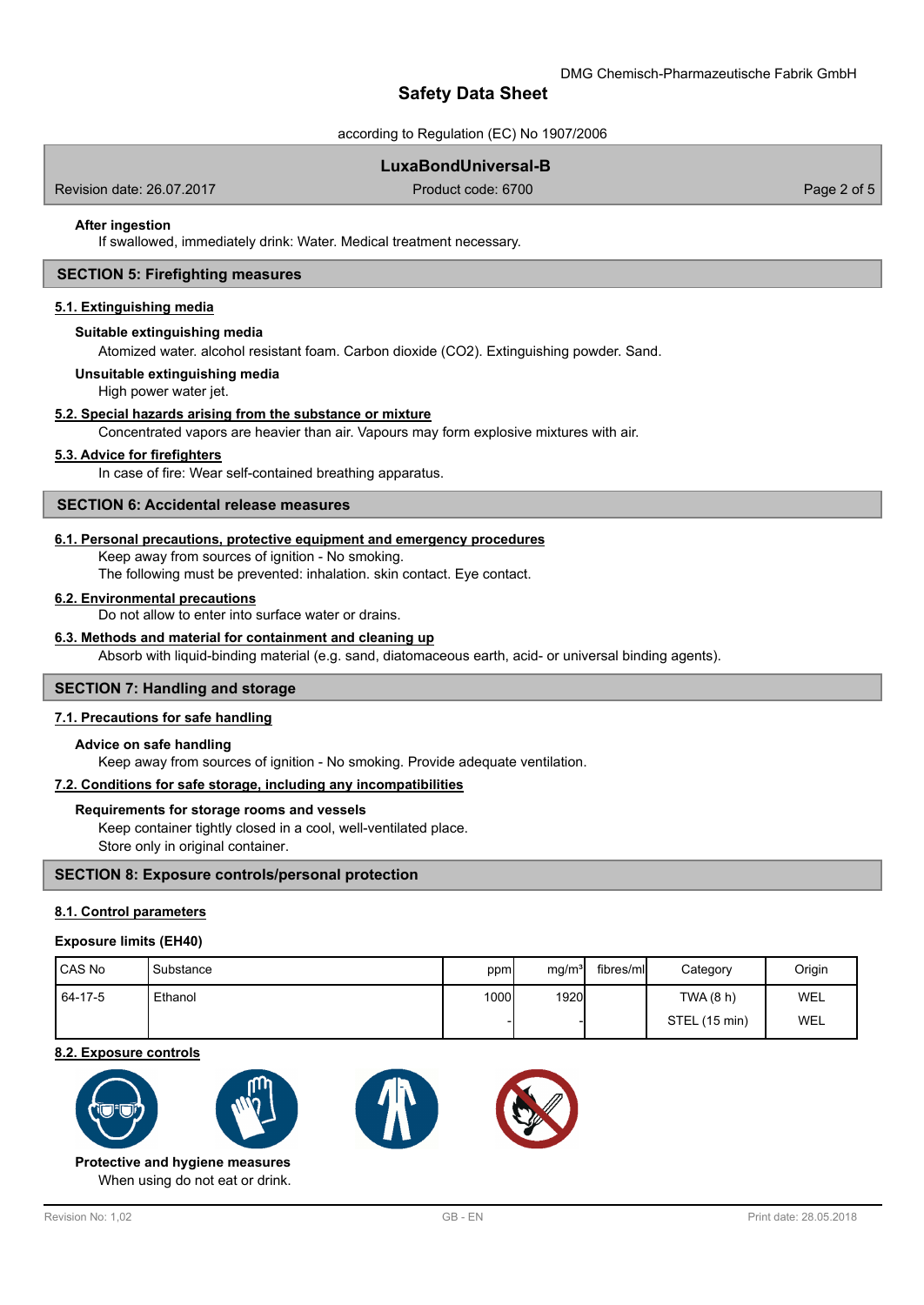**After ingestion**

If swallowed, immediately drink: Water. Medical treatment necessary.

## SECTION 5: Firefighting measures

### 5.1. Extinguishing media

**Suitable extinguishing media**

Atomized water. alcohol resistant foam. Carbon dioxide ($CO_2$). Extinguishing powder. Sand.

**Unsuitable extinguishing media**

High power water jet.

### 5.2. Special hazards arising from the substance or mixture

Concentrated vapors are heavier than air. Vapours may form explosive mixtures with air.

### 5.3. Advice for firefighters

In case of fire: Wear self-contained breathing apparatus.

## SECTION 6: Accidental release measures

### 6.1. Personal precautions, protective equipment and emergency procedures

Keep away from sources of ignition - No smoking.
The following must be prevented: inhalation. skin contact. Eye contact.

### 6.2. Environmental precautions

Do not allow to enter into surface water or drains.

### 6.3. Methods and material for containment and cleaning up

Absorb with liquid-binding material (e.g. sand, diatomaceous earth, acid- or universal binding agents).

## SECTION 7: Handling and storage

### 7.1. Precautions for safe handling

**Advice on safe handling**

Keep away from sources of ignition - No smoking. Provide adequate ventilation.

### 7.2. Conditions for safe storage, including any incompatibilities

**Requirements for storage rooms and vessels**

Keep container tightly closed in a cool, well-ventilated place.
Store only in original container.

## SECTION 8: Exposure controls/personal protection

### 8.1. Control parameters

**Exposure limits (EH40)**

| CAS No | Substance | ppm | mg/m³ | fibres/ml | Category | Origin |
|---|---|---|---|---|---|---|
| 64-17-5 | Ethanol | 1000 | 1920 | | TWA (8 h) | WEL |
| | | - | - | | STEL (15 min) | WEL |

### 8.2. Exposure controls

**Protective and hygiene measures**

When using do not eat or drink.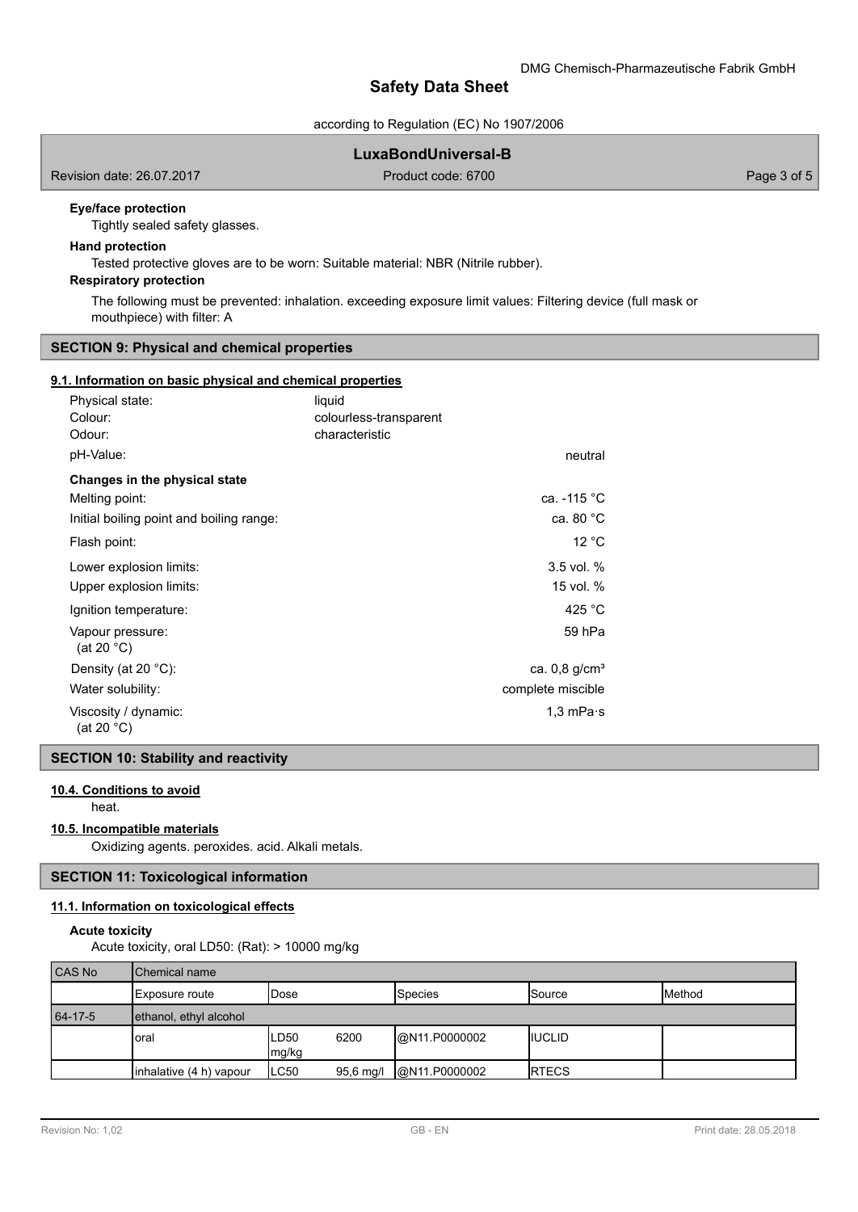**Eye/face protection**

Tightly sealed safety glasses.

**Hand protection**

Tested protective gloves are to be worn: Suitable material: NBR (Nitrile rubber).

**Respiratory protection**

The following must be prevented: inhalation. exceeding exposure limit values: Filtering device (full mask or mouthpiece) with filter: A

## SECTION 9: Physical and chemical properties

### 9.1. Information on basic physical and chemical properties

| | |
|---|---|
| Physical state: | liquid |
| Colour: | colourless-transparent |
| Odour: | characteristic |
| pH-Value: | neutral |
| **Changes in the physical state** | |
| Melting point: | ca. -115 °C |
| Initial boiling point and boiling range: | ca. 80 °C |
| Flash point: | 12 °C |
| Lower explosion limits: | 3.5 vol. % |
| Upper explosion limits: | 15 vol. % |
| Ignition temperature: | 425 °C |
| Vapour pressure: (at 20 °C) | 59 hPa |
| Density (at 20 °C): | ca. 0,8 g/cm³ |
| Water solubility: | complete miscible |
| Viscosity / dynamic: (at 20 °C) | 1,3 mPa·s |

## SECTION 10: Stability and reactivity

### 10.4. Conditions to avoid

heat.

### 10.5. Incompatible materials

Oxidizing agents. peroxides. acid. Alkali metals.

## SECTION 11: Toxicological information

### 11.1. Information on toxicological effects

**Acute toxicity**

Acute toxicity, oral LD50: (Rat): > 10000 mg/kg

| CAS No | Chemical name | | | | | |
|---|---|---|---|---|---|---|
| | Exposure route | Dose | | Species | Source | Method |
| 64-17-5 | ethanol, ethyl alcohol | | | | | |
| | oral | LD50 mg/kg | 6200 | @N11.P0000002 | IUCLID | |
| | inhalative (4 h) vapour | LC50 | 95,6 mg/l | @N11.P0000002 | RTECS | |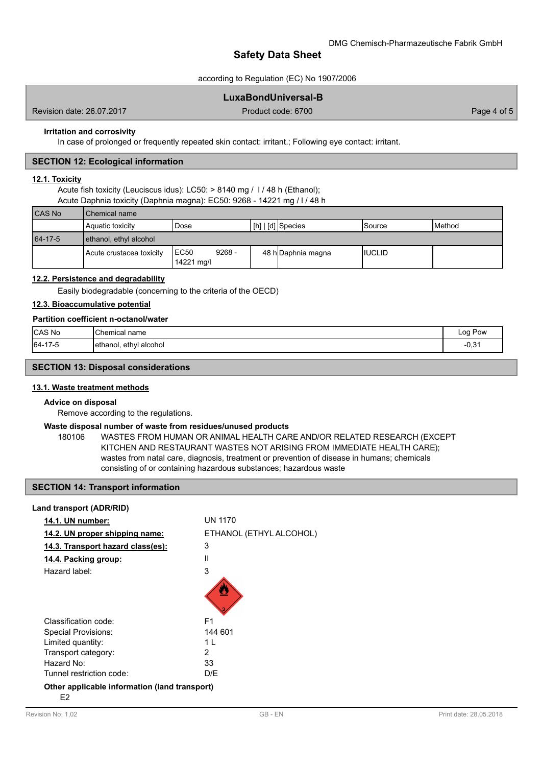**Irritation and corrosivity**

In case of prolonged or frequently repeated skin contact: irritant.; Following eye contact: irritant.

## SECTION 12: Ecological information

### 12.1. Toxicity

Acute fish toxicity (Leuciscus idus): LC50: > 8140 mg / l / 48 h (Ethanol);
Acute Daphnia toxicity (Daphnia magna): EC50: 9268 - 14221 mg / l / 48 h

| CAS No | Chemical name | | | | | |
|---|---|---|---|---|---|---|
| | Aquatic toxicity | Dose | [h] \| [d] | Species | Source | Method |
| 64-17-5 | ethanol, ethyl alcohol | | | | | |
| | Acute crustacea toxicity | EC50 9268 - 14221 mg/l | 48 h | Daphnia magna | IUCLID | |

### 12.2. Persistence and degradability

Easily biodegradable (concerning to the criteria of the OECD)

### 12.3. Bioaccumulative potential

**Partition coefficient n-octanol/water**

| CAS No | Chemical name | Log Pow |
|---|---|---|
| 64-17-5 | ethanol, ethyl alcohol | -0,31 |

## SECTION 13: Disposal considerations

### 13.1. Waste treatment methods

**Advice on disposal**

Remove according to the regulations.

**Waste disposal number of waste from residues/unused products**

180106 WASTES FROM HUMAN OR ANIMAL HEALTH CARE AND/OR RELATED RESEARCH (EXCEPT KITCHEN AND RESTAURANT WASTES NOT ARISING FROM IMMEDIATE HEALTH CARE); wastes from natal care, diagnosis, treatment or prevention of disease in humans; chemicals consisting of or containing hazardous substances; hazardous waste

## SECTION 14: Transport information

**Land transport (ADR/RID)**

| | |
|---|---|
| **14.1. UN number:** | UN 1170 |
| **14.2. UN proper shipping name:** | ETHANOL (ETHYL ALCOHOL) |
| **14.3. Transport hazard class(es):** | 3 |
| **14.4. Packing group:** | II |
| Hazard label: | 3 |
| Classification code: | F1 |
| Special Provisions: | 144 601 |
| Limited quantity: | 1 L |
| Transport category: | 2 |
| Hazard No: | 33 |
| Tunnel restriction code: | D/E |

**Other applicable information (land transport)**

E2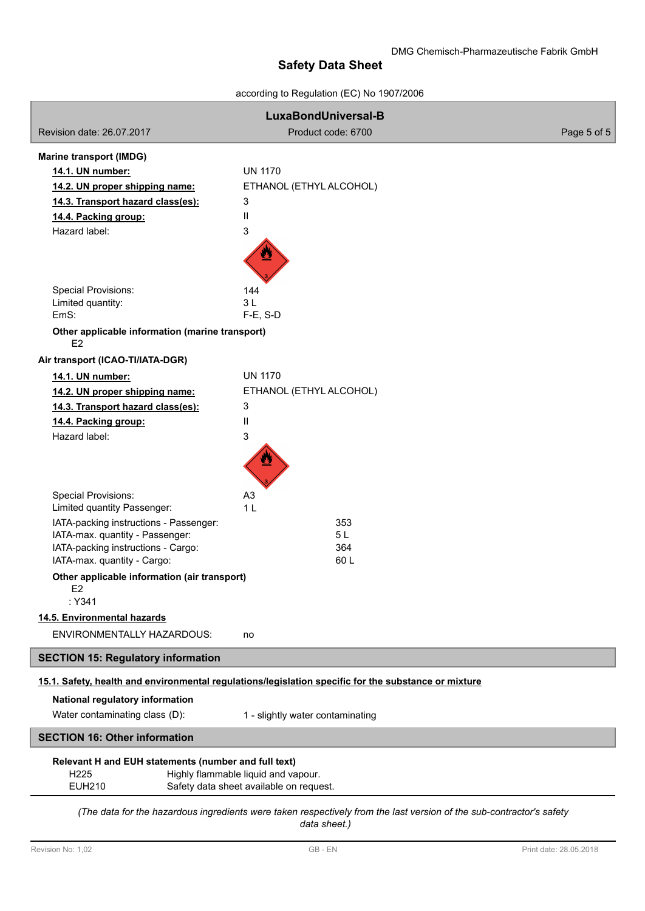**Marine transport (IMDG)**

| | |
|---|---|
| **14.1. UN number:** | UN 1170 |
| **14.2. UN proper shipping name:** | ETHANOL (ETHYL ALCOHOL) |
| **14.3. Transport hazard class(es):** | 3 |
| **14.4. Packing group:** | II |
| Hazard label: | 3 |
| Special Provisions: | 144 |
| Limited quantity: | 3 L |
| EmS: | F-E, S-D |

**Other applicable information (marine transport)**

E2

**Air transport (ICAO-TI/IATA-DGR)**

| | |
|---|---|
| **14.1. UN number:** | UN 1170 |
| **14.2. UN proper shipping name:** | ETHANOL (ETHYL ALCOHOL) |
| **14.3. Transport hazard class(es):** | 3 |
| **14.4. Packing group:** | II |
| Hazard label: | 3 |
| Special Provisions: | A3 |
| Limited quantity Passenger: | 1 L |
| IATA-packing instructions - Passenger: | 353 |
| IATA-max. quantity - Passenger: | 5 L |
| IATA-packing instructions - Cargo: | 364 |
| IATA-max. quantity - Cargo: | 60 L |

**Other applicable information (air transport)**

E2

: Y341

**14.5. Environmental hazards**

ENVIRONMENTALLY HAZARDOUS: no

## SECTION 15: Regulatory information

**15.1. Safety, health and environmental regulations/legislation specific for the substance or mixture**

**National regulatory information**

Water contaminating class (D): 1 - slightly water contaminating

## SECTION 16: Other information

**Relevant H and EUH statements (number and full text)**

| | |
|---|---|
| H225 | Highly flammable liquid and vapour. |
| EUH210 | Safety data sheet available on request. |

*(The data for the hazardous ingredients were taken respectively from the last version of the sub-contractor's safety data sheet.)*